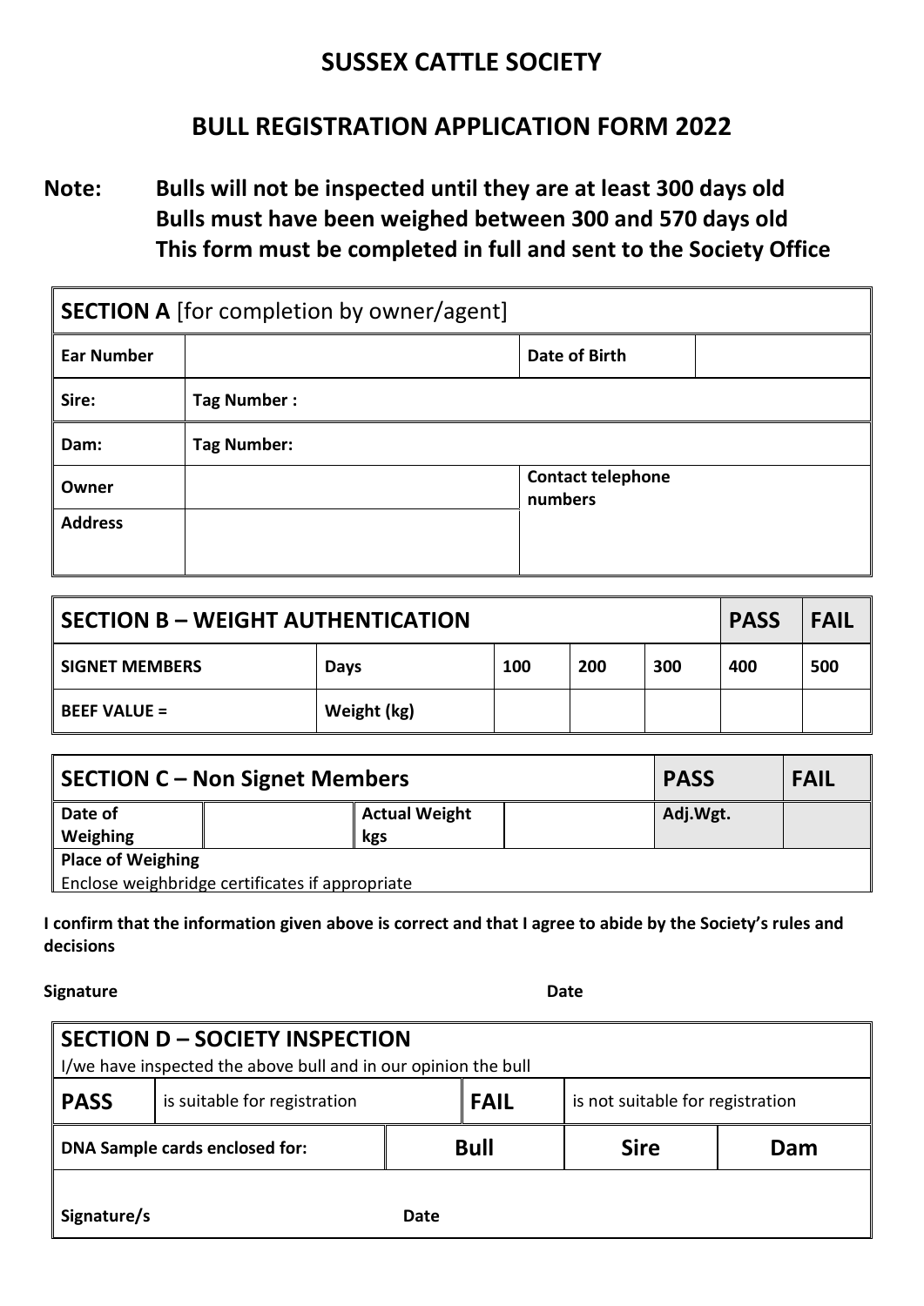# SUSSEX CATTLE SOCIETY

## BULL REGISTRATION APPLICATION FORM 2022

**Note:** **Bulls will not be inspected until they are at least 300 days old**
**Bulls must have been weighed between 300 and 570 days old**
**This form must be completed in full and sent to the Society Office**

| **SECTION A** [for completion by owner/agent] | | | |
|---|---|---|---|
| **Ear Number** | | **Date of Birth** | |
| **Sire:** | **Tag Number :** | | |
| **Dam:** | **Tag Number:** | | |
| **Owner** | | **Contact telephone numbers** | |
| **Address** | | | |

| **SECTION B – WEIGHT AUTHENTICATION** | | | | | **PASS** | **FAIL** |
|---|---|---|---|---|---|---|
| **SIGNET MEMBERS** | **Days** | **100** | **200** | **300** | **400** | **500** |
| **BEEF VALUE =** | **Weight (kg)** | | | | | |

| **SECTION C – Non Signet Members** | | | | **PASS** | **FAIL** |
|---|---|---|---|---|---|
| **Date of Weighing** | | **Actual Weight kgs** | | **Adj.Wgt.** | |
| **Place of Weighing**<br>Enclose weighbridge certificates if appropriate | | | | | |

**I confirm that the information given above is correct and that I agree to abide by the Society's rules and decisions**

**Signature** **Date**

| **SECTION D – SOCIETY INSPECTION**<br>I/we have inspected the above bull and in our opinion the bull | | | | |
|---|---|---|---|---|
| **PASS** | is suitable for registration | **FAIL** | is not suitable for registration | |
| **DNA Sample cards enclosed for:** | | **Bull** | **Sire** | **Dam** |
| **Signature/s** | | **Date** | | |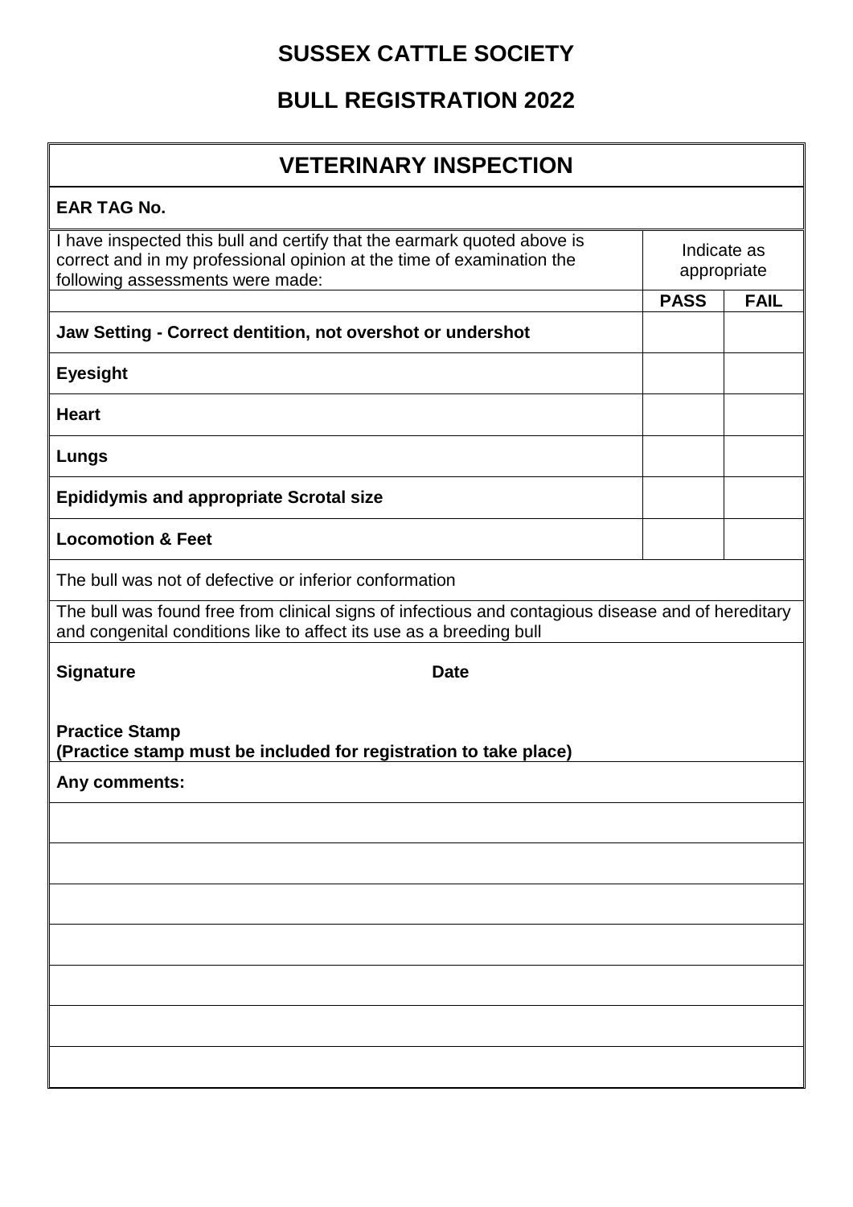# SUSSEX CATTLE SOCIETY

## BULL REGISTRATION 2022

### VETERINARY INSPECTION

**EAR TAG No.**

| I have inspected this bull and certify that the earmark quoted above is correct and in my professional opinion at the time of examination the following assessments were made: | Indicate as appropriate | |
|---|---|---|
| | **PASS** | **FAIL** |
| **Jaw Setting - Correct dentition, not overshot or undershot** | | |
| **Eyesight** | | |
| **Heart** | | |
| **Lungs** | | |
| **Epididymis and appropriate Scrotal size** | | |
| **Locomotion & Feet** | | |

The bull was not of defective or inferior conformation

The bull was found free from clinical signs of infectious and contagious disease and of hereditary and congenital conditions like to affect its use as a breeding bull

**Signature** **Date**

**Practice Stamp**
**(Practice stamp must be included for registration to take place)**

**Any comments:**